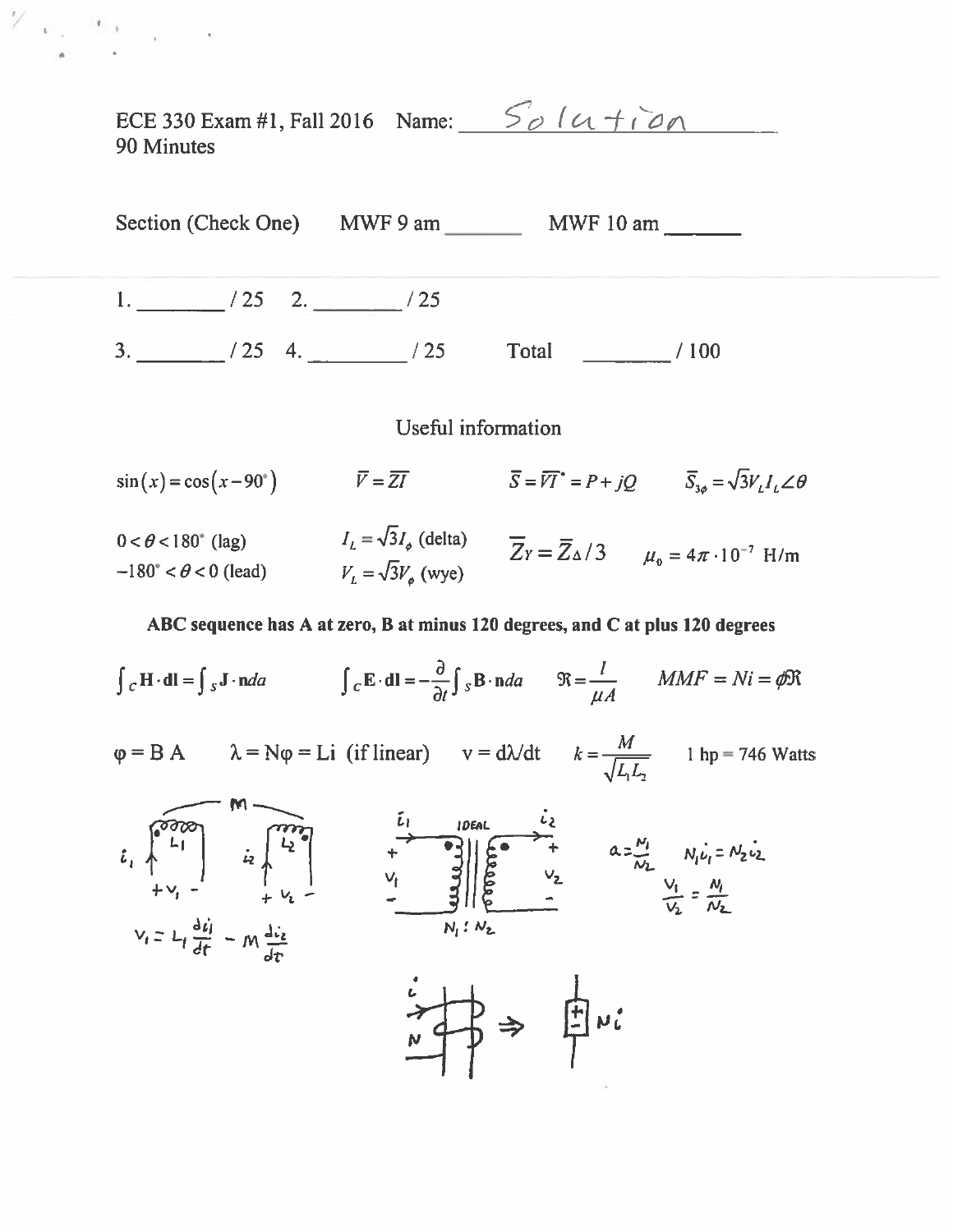ECE 330 Exam #1, Fall 2016 Name: Solution

90 Minutes

Section (Check One) MWF 9 am _______ MWF 10 am _______

1. ________ / 25 2. ________ / 25

3. ________ / 25 4. ________ / 25 Total ________ / 100

## Useful information

$\sin(x) = \cos(x - 90^\circ)$ $\quad \bar{V} = \bar{Z}\bar{I}$ $\quad \bar{S} = \bar{V}\bar{I}^* = P + jQ$ $\quad \bar{S}_{3\phi} = \sqrt{3}V_L I_L \angle\theta$

$0 < \theta < 180^\circ$ (lag) $\quad I_L = \sqrt{3}I_\phi$ (delta) $\quad \bar{Z}_Y = \bar{Z}_\Delta / 3$ $\quad \mu_0 = 4\pi \cdot 10^{-7}$ H/m

$-180^\circ < \theta < 0$ (lead) $\quad V_L = \sqrt{3}V_\phi$ (wye)

**ABC sequence has A at zero, B at minus 120 degrees, and C at plus 120 degrees**

$\int_C \mathbf{H} \cdot \mathbf{dl} = \int_S \mathbf{J} \cdot \mathbf{n} da$ $\quad \int_C \mathbf{E} \cdot \mathbf{dl} = -\frac{\partial}{\partial t}\int_S \mathbf{B} \cdot \mathbf{n} da$ $\quad \Re = \frac{l}{\mu A}$ $\quad MMF = Ni = \phi\Re$

$\varphi = BA$ $\quad \lambda = N\varphi = Li$ (if linear) $\quad v = d\lambda/dt$ $\quad k = \frac{M}{\sqrt{L_1 L_2}}$ $\quad$ 1 hp = 746 Watts

$$v_1 = L_1 \frac{di_1}{dt} - M\frac{di_2}{dt}$$

IDEAL $N_1 : N_2$

$a = \frac{N_1}{N_2}$ $\quad N_1 i_1 = N_2 i_2$ $\quad \frac{v_1}{v_2} = \frac{N_1}{N_2}$

$Ni$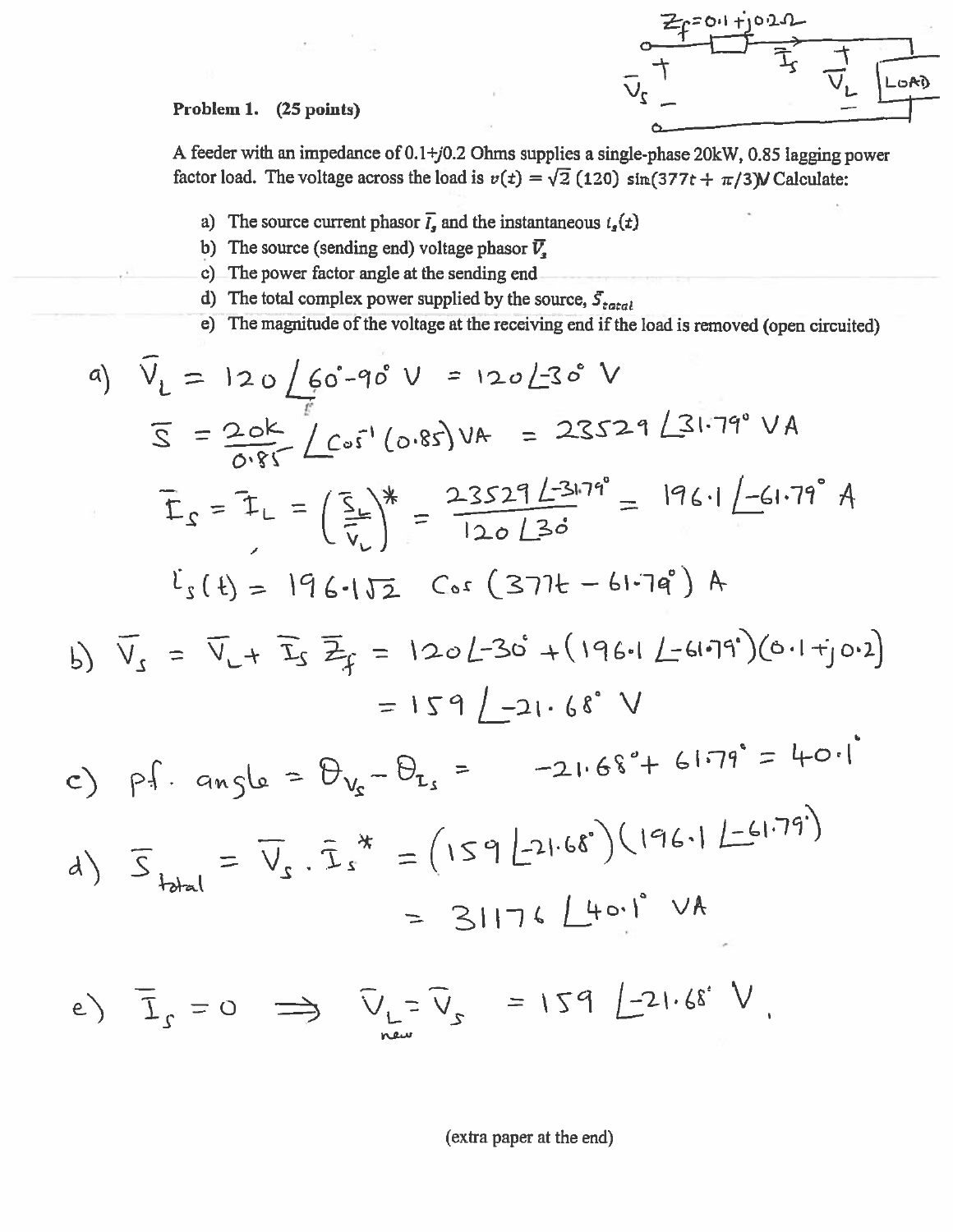$Z_f = 0.1 + j0.2\,\Omega$

$\bar{V}_s$ + − $\bar{I}_s$ $\bar{V}_L$ + − LOAD

**Problem 1. (25 points)**

A feeder with an impedance of 0.1+*j*0.2 Ohms supplies a single-phase 20kW, 0.85 lagging power factor load. The voltage across the load is $v(t) = \sqrt{2}\,(120)\,\sin(377t + \pi/3)$ V Calculate:

a) The source current phasor $\bar{I}_s$ and the instantaneous $i_s(t)$

b) The source (sending end) voltage phasor $\bar{V}_s$

c) The power factor angle at the sending end

d) The total complex power supplied by the source, $\bar{S}_{total}$

e) The magnitude of the voltage at the receiving end if the load is removed (open circuited)

a) $\bar{V}_L = 120\angle 60^\circ - 90^\circ \text{ V} = 120\angle -30^\circ \text{ V}$

$\bar{S} = \dfrac{20k}{0.85}\angle \cos^{-1}(0.85) \text{ VA} = 23529\angle 31.79^\circ \text{ VA}$

$\bar{I}_s = \bar{I}_L = \left(\dfrac{\bar{S}_L}{\bar{V}_L}\right)^* = \dfrac{23529\angle -31.79^\circ}{120\angle 30^\circ} = 196.1\angle -61.79^\circ \text{ A}$

$i_s(t) = 196.1\sqrt{2}\,\cos(377t - 61.79^\circ) \text{ A}$

b) $\bar{V}_s = \bar{V}_L + \bar{I}_s \bar{Z}_f = 120\angle -30^\circ + (196.1\angle -61.79^\circ)(0.1 + j0.2)$

$= 159\angle -21.68^\circ \text{ V}$

c) $\text{p.f. angle} = \theta_{V_s} - \theta_{I_s} = -21.68^\circ + 61.79^\circ = 40.1^\circ$

d) $\bar{S}_{total} = \bar{V}_s \cdot \bar{I}_s^* = (159\angle -21.68^\circ)(196.1\angle -61.79^\circ)$

$= 31176\angle 40.1^\circ \text{ VA}$

e) $\bar{I}_s = 0 \Rightarrow \bar{V}_{L_{new}} = \bar{V}_s = 159\angle -21.68^\circ \text{ V}.$

(extra paper at the end)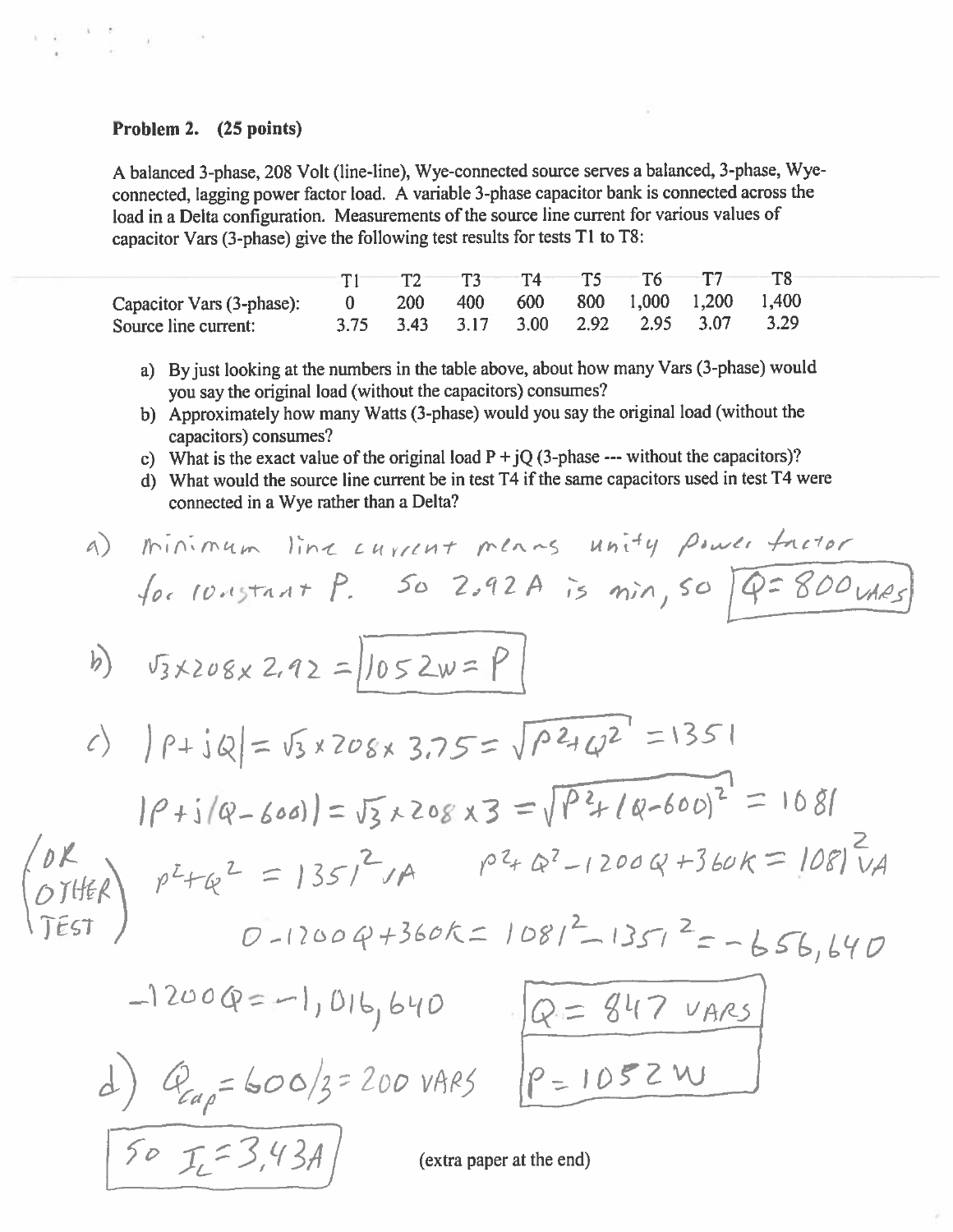**Problem 2. (25 points)**

A balanced 3-phase, 208 Volt (line-line), Wye-connected source serves a balanced, 3-phase, Wye-connected, lagging power factor load. A variable 3-phase capacitor bank is connected across the load in a Delta configuration. Measurements of the source line current for various values of capacitor Vars (3-phase) give the following test results for tests T1 to T8:

| | T1 | T2 | T3 | T4 | T5 | T6 | T7 | T8 |
|---|---|---|---|---|---|---|---|---|
| Capacitor Vars (3-phase): | 0 | 200 | 400 | 600 | 800 | 1,000 | 1,200 | 1,400 |
| Source line current: | 3.75 | 3.43 | 3.17 | 3.00 | 2.92 | 2.95 | 3.07 | 3.29 |

a) By just looking at the numbers in the table above, about how many Vars (3-phase) would you say the original load (without the capacitors) consumes?

b) Approximately how many Watts (3-phase) would you say the original load (without the capacitors) consumes?

c) What is the exact value of the original load P + jQ (3-phase --- without the capacitors)?

d) What would the source line current be in test T4 if the same capacitors used in test T4 were connected in a Wye rather than a Delta?

a) minimum line current means unity power factor for constant P. So 2.92 A is min, so $Q = 800$ VARS

b) $\sqrt{3} \times 208 \times 2.92 = 1052\text{W} = P$

c) $|P + jQ| = \sqrt{3} \times 208 \times 3.75 = \sqrt{P^2 + Q^2} = 1351$

$|P + j(Q - 600)| = \sqrt{3} \times 208 \times 3 = \sqrt{P^2 + (Q-600)^2} = 1081$

(OR OTHER TEST) $P^2 + Q^2 = 1351^2$ VA $\quad P^2 + Q^2 - 1200Q + 360k = 1081^2$ VA

$0 - 1200Q + 360k = 1081^2 - 1351^2 = -656{,}640$

$-1200Q = -1{,}016{,}640$ $\quad Q = 847$ VARS

$P = 1052$ W

d) $Q_{cap} = 600/3 = 200$ VARS

So $I_L = 3.43$ A

(extra paper at the end)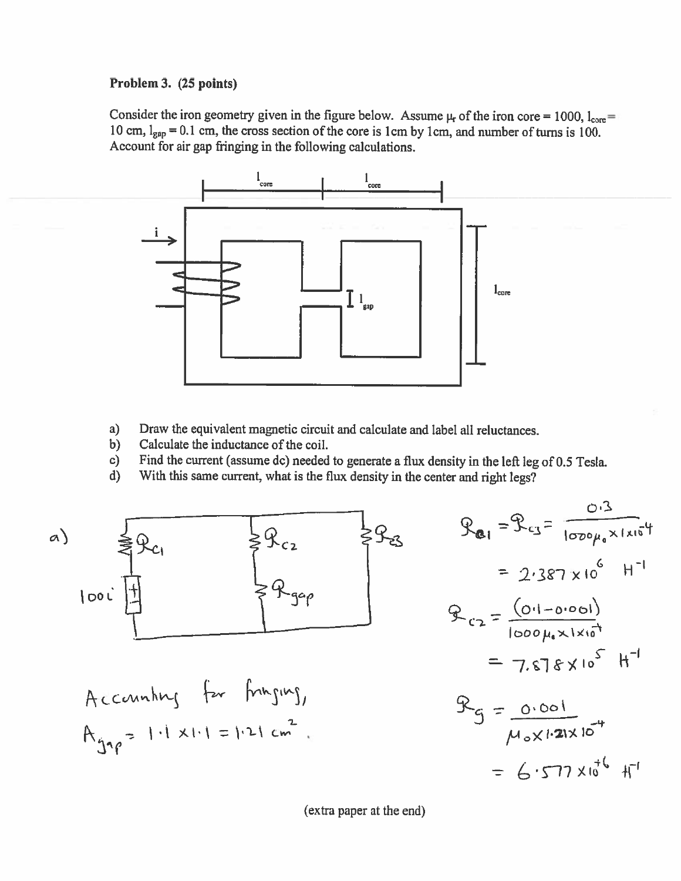**Problem 3. (25 points)**

Consider the iron geometry given in the figure below. Assume $\mu_r$ of the iron core = 1000, $l_{core}$ = 10 cm, $l_{gap}$ = 0.1 cm, the cross section of the core is 1cm by 1cm, and number of turns is 100. Account for air gap fringing in the following calculations.

a) Draw the equivalent magnetic circuit and calculate and label all reluctances.
b) Calculate the inductance of the coil.
c) Find the current (assume dc) needed to generate a flux density in the left leg of 0.5 Tesla.
d) With this same current, what is the flux density in the center and right legs?

a)

$$\mathcal{R}_{c1} = \mathcal{R}_{c3} = \frac{0.3}{1000\mu_0 \times 1 \times 10^{-4}}$$

$$= 2.387 \times 10^{6} \ H^{-1}$$

$$\mathcal{R}_{c2} = \frac{(0.1 - 0.001)}{1000\mu_0 \times 1 \times 10^{-4}}$$

$$= 7.878 \times 10^{5} \ H^{-1}$$

Accounting for fringing,

$A_{gap} = 1.1 \times 1.1 = 1.21 \ cm^2$.

$$\mathcal{R}_g = \frac{0.001}{\mu_0 \times 1.21 \times 10^{-4}}$$

$$= 6.577 \times 10^{+6} \ H^{-1}$$

(extra paper at the end)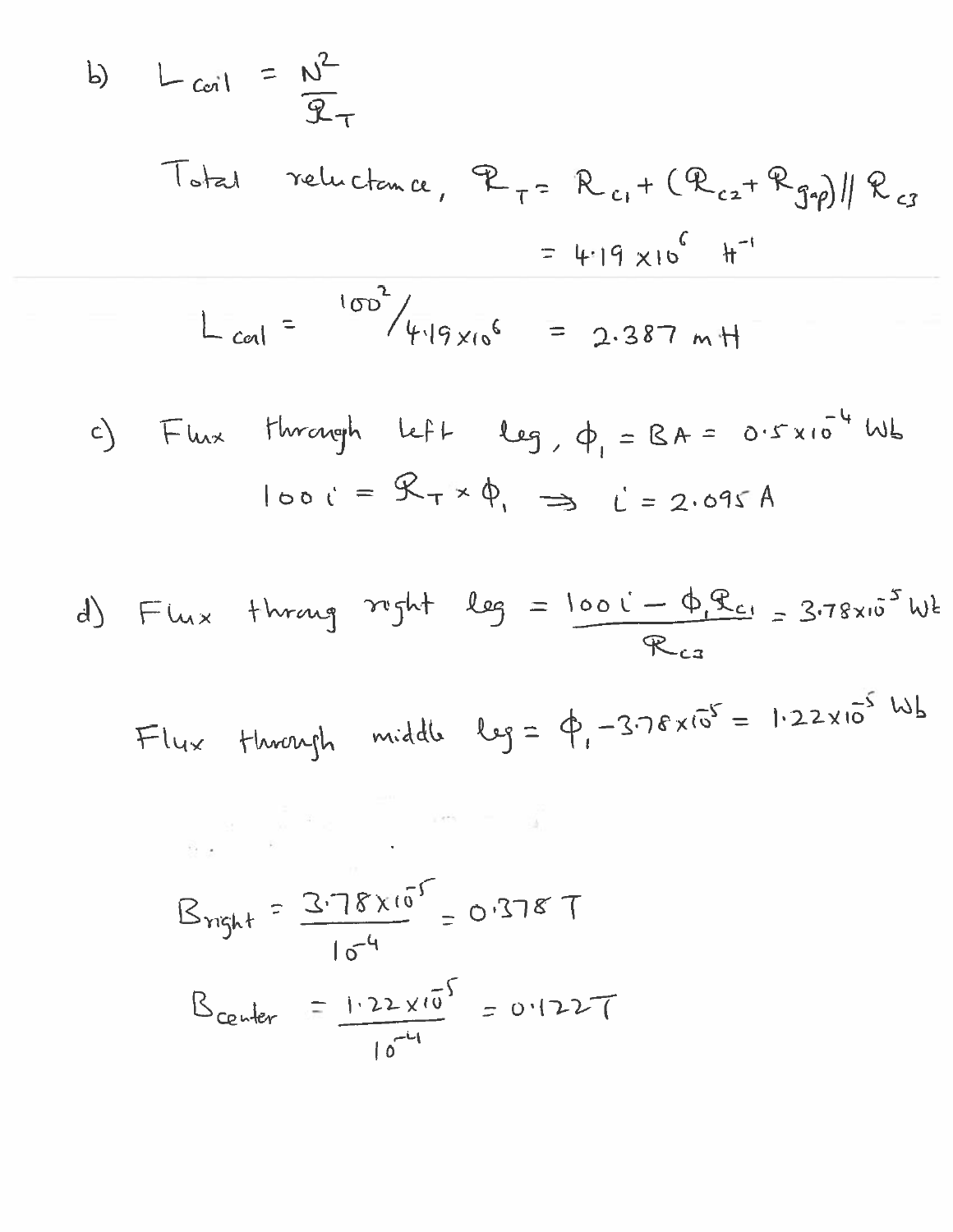b) $L_{coil} = \dfrac{N^2}{\mathcal{R}_T}$

Total reluctance, $\mathcal{R}_T = \mathcal{R}_{c1} + (\mathcal{R}_{c2} + \mathcal{R}_{gap}) \,||\, \mathcal{R}_{c3}$

$$= 4.19 \times 10^6 \ H^{-1}$$

$$L_{coil} = 100^2 / 4.19 \times 10^6 = 2.387 \text{ mH}$$

c) Flux through left leg, $\phi_1 = BA = 0.5 \times 10^{-4}$ Wb

$$100 i = \mathcal{R}_T \times \phi_1 \Rightarrow i = 2.095 \text{ A}$$

d) Flux throug right leg $= \dfrac{100 i - \phi_1 \mathcal{R}_{c1}}{\mathcal{R}_{c3}} = 3.78 \times 10^{-5}$ Wb

Flux through middle leg $= \phi_1 - 3.78 \times 10^{-5} = 1.22 \times 10^{-5}$ Wb

$$B_{right} = \frac{3.78 \times 10^{-5}}{10^{-4}} = 0.378 \text{ T}$$

$$B_{center} = \frac{1.22 \times 10^{-5}}{10^{-4}} = 0.122 \text{ T}$$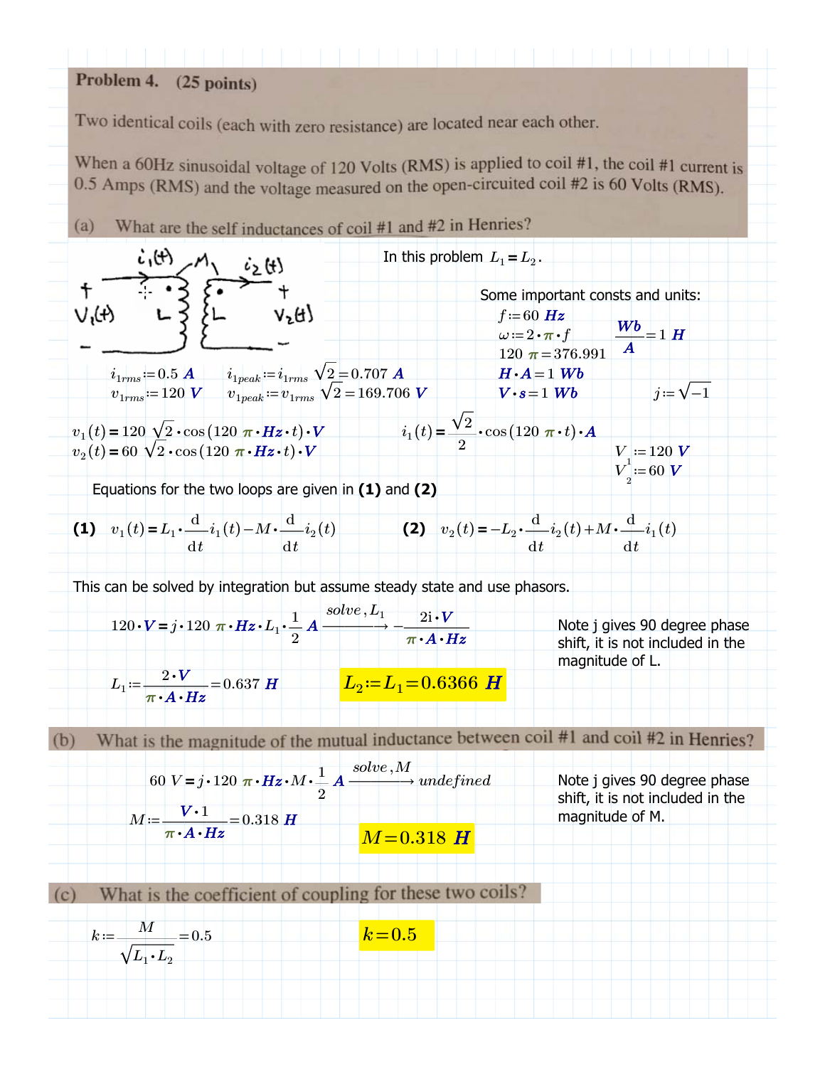**Problem 4.** (25 points)

Two identical coils (each with zero resistance) are located near each other.

When a 60Hz sinusoidal voltage of 120 Volts (RMS) is applied to coil #1, the coil #1 current is 0.5 Amps (RMS) and the voltage measured on the open-circuited coil #2 is 60 Volts (RMS).

(a) What are the self inductances of coil #1 and #2 in Henries?

In this problem $L_1 = L_2$.

Some important consts and units:

$f := 60\ Hz$

$\omega := 2 \cdot \pi \cdot f$ $\qquad \frac{Wb}{A} = 1\ H$

$120\ \pi = 376.991$

$H \cdot A = 1\ Wb$

$V \cdot s = 1\ Wb$ $\qquad j := \sqrt{-1}$

$i_{1rms} := 0.5\ A$ $\qquad i_{1peak} := i_{1rms}\sqrt{2} = 0.707\ A$

$v_{1rms} := 120\ V$ $\qquad v_{1peak} := v_{1rms}\sqrt{2} = 169.706\ V$

$v_1(t) = 120\sqrt{2} \cdot \cos(120\ \pi \cdot Hz \cdot t) \cdot V$ $\qquad i_1(t) = \frac{\sqrt{2}}{2} \cdot \cos(120\ \pi \cdot t) \cdot A$

$v_2(t) = 60\sqrt{2} \cdot \cos(120\ \pi \cdot Hz \cdot t) \cdot V$

$V_1 := 120\ V$

$V_2 := 60\ V$

Equations for the two loops are given in **(1)** and **(2)**

**(1)** $v_1(t) = L_1 \cdot \frac{d}{dt} i_1(t) - M \cdot \frac{d}{dt} i_2(t)$ $\qquad$ **(2)** $v_2(t) = -L_2 \cdot \frac{d}{dt} i_2(t) + M \cdot \frac{d}{dt} i_1(t)$

This can be solved by integration but assume steady state and use phasors.

$$120 \cdot V = j \cdot 120\ \pi \cdot Hz \cdot L_1 \cdot \frac{1}{2}\ A \xrightarrow{solve, L_1} -\frac{2i \cdot V}{\pi \cdot A \cdot Hz}$$

Note j gives 90 degree phase shift, it is not included in the magnitude of L.

$$L_1 := \frac{2 \cdot V}{\pi \cdot A \cdot Hz} = 0.637\ H$$

$$L_2 := L_1 = 0.6366\ H$$

(b) What is the magnitude of the mutual inductance between coil #1 and coil #2 in Henries?

$$60\ V = j \cdot 120\ \pi \cdot Hz \cdot M \cdot \frac{1}{2}\ A \xrightarrow{solve, M} undefined$$

Note j gives 90 degree phase shift, it is not included in the magnitude of M.

$$M := \frac{V \cdot 1}{\pi \cdot A \cdot Hz} = 0.318\ H$$

$$M = 0.318\ H$$

(c) What is the coefficient of coupling for these two coils?

$$k := \frac{M}{\sqrt{L_1 \cdot L_2}} = 0.5$$

$$k = 0.5$$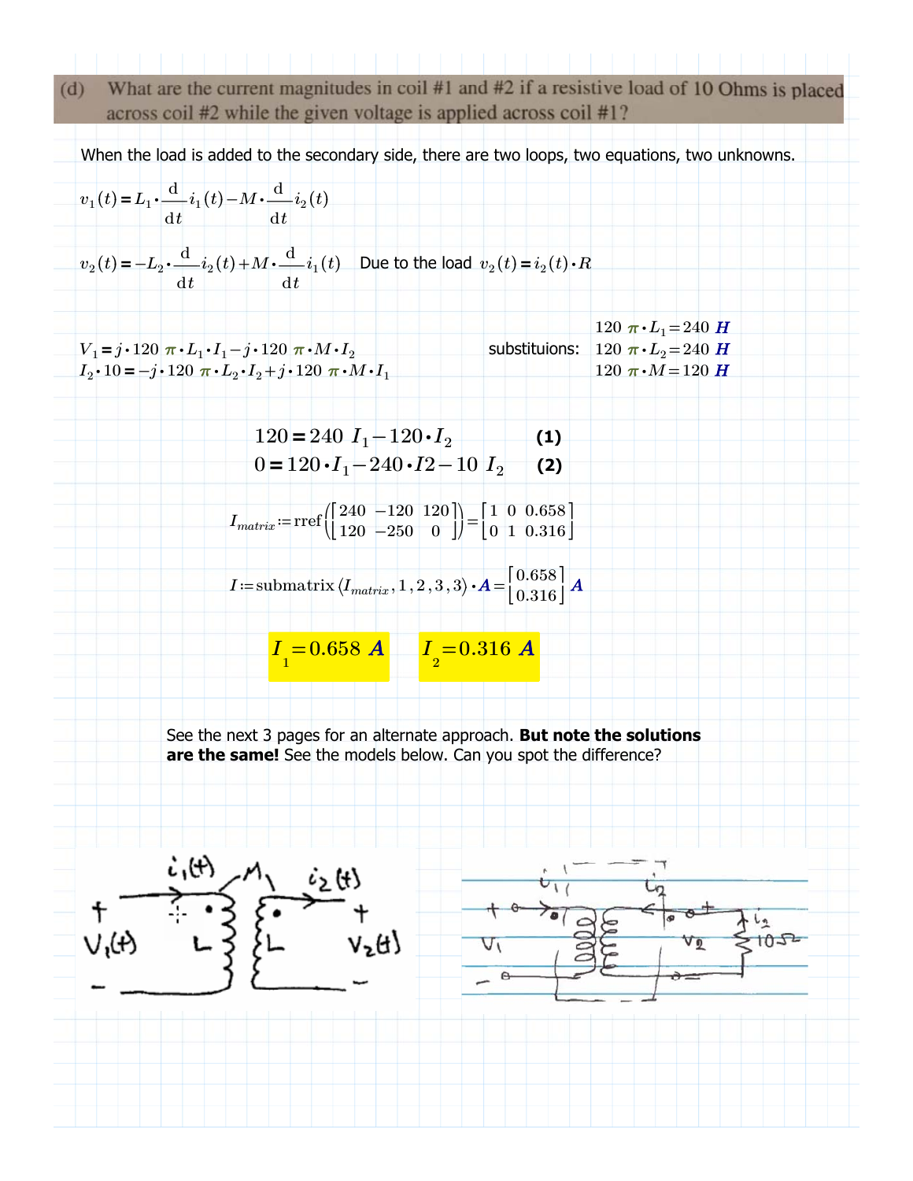(d) What are the current magnitudes in coil #1 and #2 if a resistive load of 10 Ohms is placed across coil #2 while the given voltage is applied across coil #1?

When the load is added to the secondary side, there are two loops, two equations, two unknowns.

$$v_1(t) = L_1 \cdot \frac{d}{dt} i_1(t) - M \cdot \frac{d}{dt} i_2(t)$$

$$v_2(t) = -L_2 \cdot \frac{d}{dt} i_2(t) + M \cdot \frac{d}{dt} i_1(t)$$ Due to the load $v_2(t) = i_2(t) \cdot R$

$$V_1 = j \cdot 120\pi \cdot L_1 \cdot I_1 - j \cdot 120\pi \cdot M \cdot I_2$$
$$I_2 \cdot 10 = -j \cdot 120\pi \cdot L_2 \cdot I_2 + j \cdot 120\pi \cdot M \cdot I_1$$

substituions: $120\pi \cdot L_1 = 240\ H$, $120\pi \cdot L_2 = 240\ H$, $120\pi \cdot M = 120\ H$

$$120 = 240\ I_1 - 120 \cdot I_2 \qquad \textbf{(1)}$$
$$0 = 120 \cdot I_1 - 240 \cdot I2 - 10\ I_2 \qquad \textbf{(2)}$$

$$I_{matrix} := \text{rref}\left(\begin{bmatrix} 240 & -120 & 120 \\ 120 & -250 & 0 \end{bmatrix}\right) = \begin{bmatrix} 1 & 0 & 0.658 \\ 0 & 1 & 0.316 \end{bmatrix}$$

$$I := \text{submatrix}(I_{matrix}, 1, 2, 3, 3) \cdot A = \begin{bmatrix} 0.658 \\ 0.316 \end{bmatrix} A$$

$$I_1 = 0.658\ A \qquad I_2 = 0.316\ A$$

See the next 3 pages for an alternate approach. **But note the solutions are the same!** See the models below. Can you spot the difference?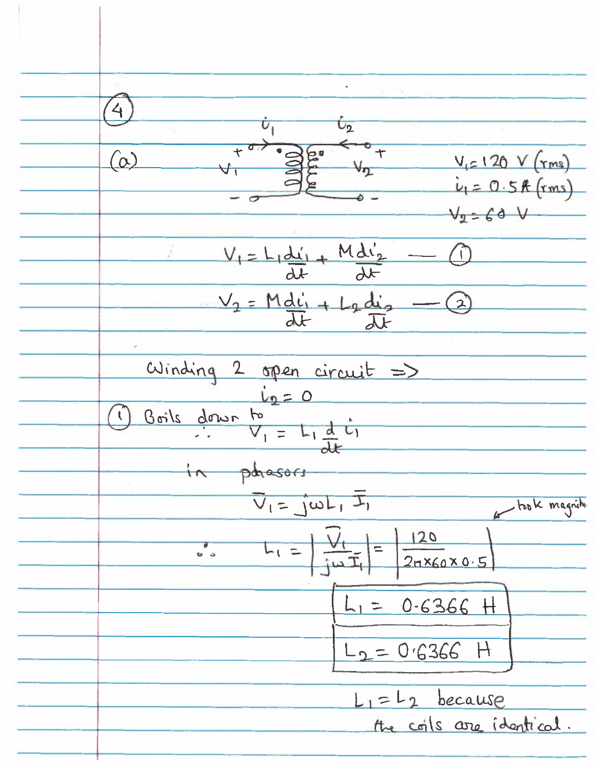(4)

(a)

$V_1 = 120$ V (rms)

$i_1 = 0.5$ A (rms)

~~$V_2 = 60$ V~~

$$V_1 = L_1 \frac{di_1}{dt} + M\frac{di_2}{dt} \quad \text{— (1)}$$

$$V_2 = M\frac{di_1}{dt} + L_2\frac{di_2}{dt} \quad \text{— (2)}$$

Winding 2 open circuit ⇒

$$i_2 = 0$$

(1) Boils down to

$$\therefore \quad V_1 = L_1 \frac{d}{dt} i_1$$

in phasors

$$\bar{V}_1 = j\omega L_1 \bar{I}_1$$

$$\therefore \quad L_1 = \left| \frac{\bar{V}_1}{j\omega \bar{I}_1} \right| = \left| \frac{120}{2\pi \times 60 \times 0.5} \right|$$

← took magnitude

$$\boxed{L_1 = 0.6366 \text{ H}}$$

$$\boxed{L_2 = 0.6366 \text{ H}}$$

$L_1 = L_2$ because the coils are identical.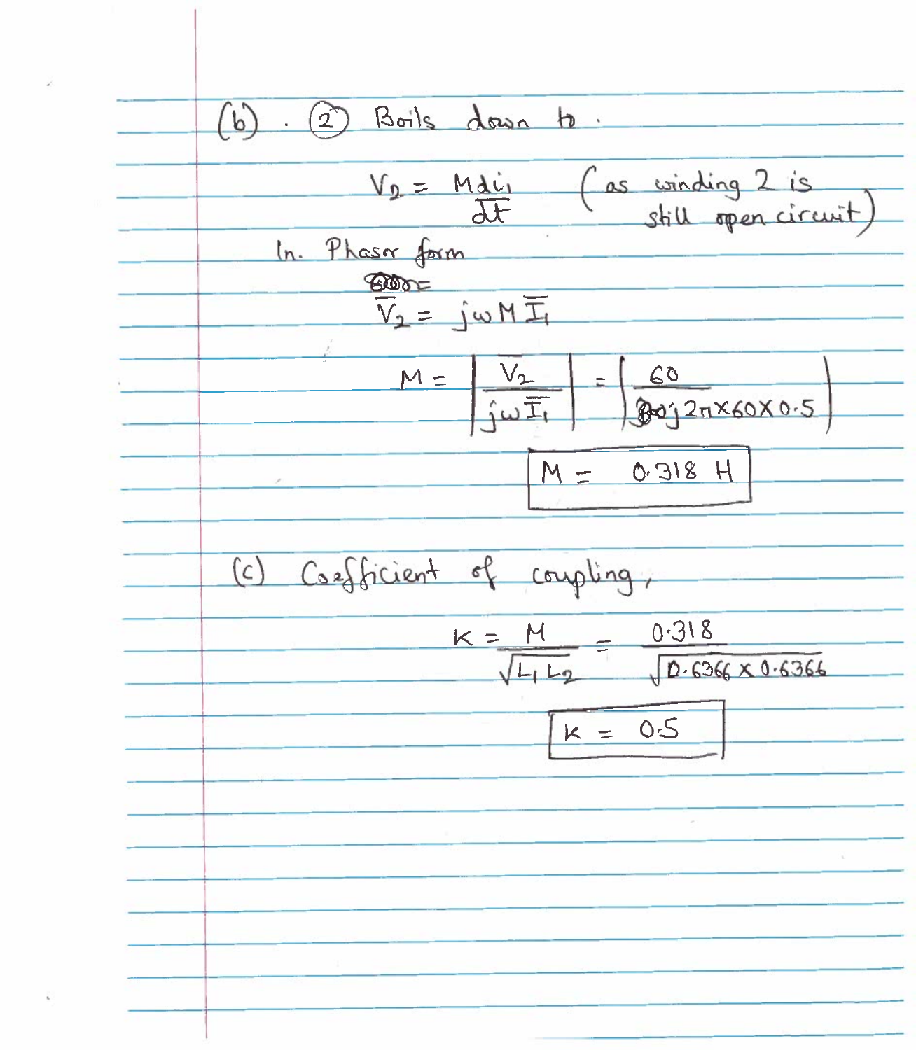(b) . (2) Boils down to .

$$V_2 = M\frac{di_1}{dt}$$ (as winding 2 is still open circuit)

In Phasor form

$$\bar{V_2} = j\omega M \bar{I_1}$$

$$M = \left| \frac{\bar{V_2}}{j\omega \bar{I_1}} \right| = \left| \frac{60}{j2\pi \times 60 \times 0.5} \right|$$

$$\boxed{M = 0.318 \text{ H}}$$

(c) Coefficient of coupling,

$$K = \frac{M}{\sqrt{L_1 L_2}} = \frac{0.318}{\sqrt{0.6366 \times 0.6366}}$$

$$\boxed{K = 0.5}$$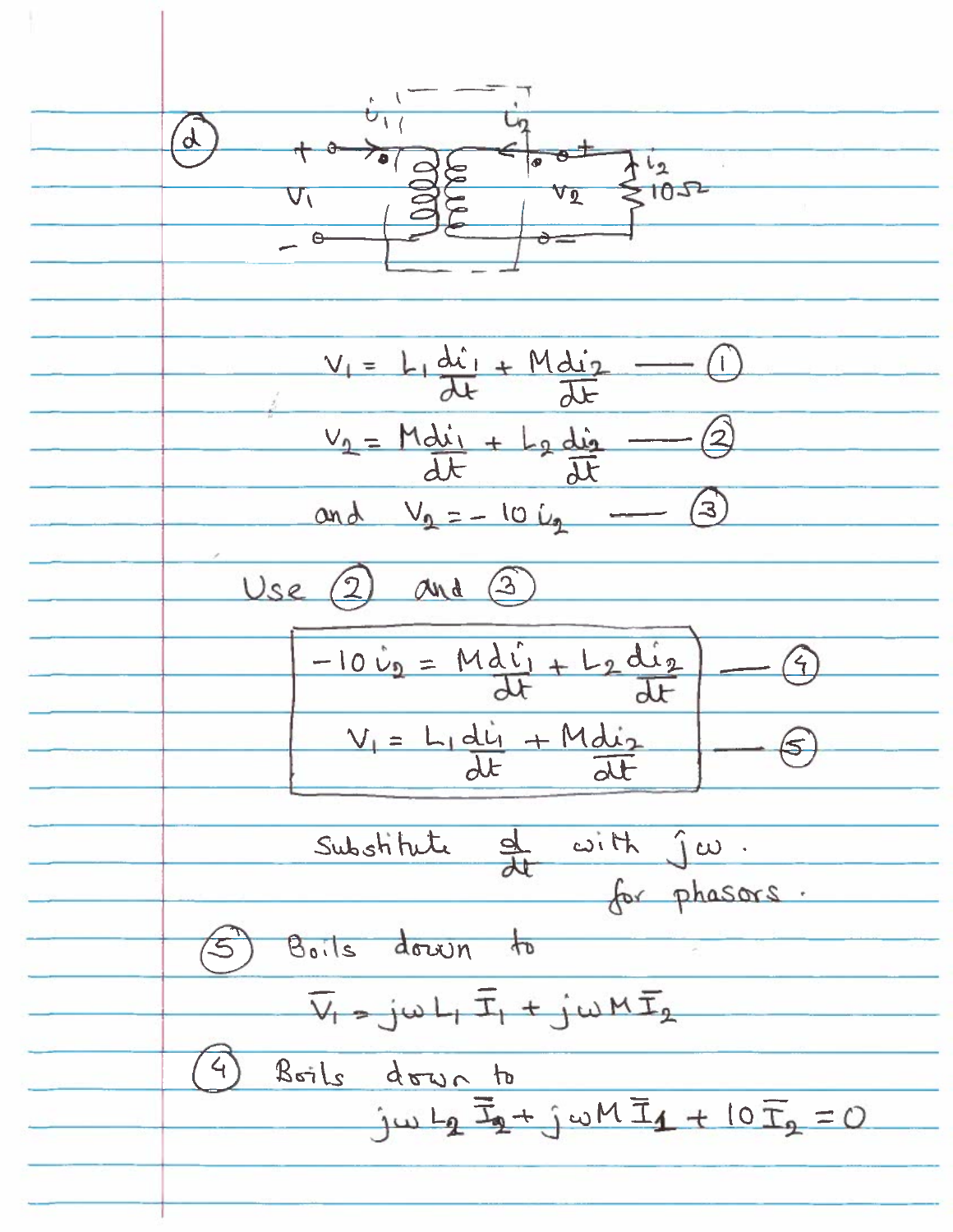(d)

+ $V_1$ − &nbsp;&nbsp; $i_1$ &nbsp;&nbsp; $i_2$ &nbsp;&nbsp; + $V_2$ − &nbsp;&nbsp; $i_2$ &nbsp;&nbsp; $10\Omega$

$$V_1 = L_1 \frac{di_1}{dt} + M\frac{di_2}{dt} \quad \text{— (1)}$$

$$V_2 = M\frac{di_1}{dt} + L_2\frac{di_2}{dt} \quad \text{— (2)}$$

$$\text{and} \quad V_2 = -10\, i_2 \quad \text{— (3)}$$

Use (2) and (3)

$$-10\, i_2 = M\frac{di_1}{dt} + L_2\frac{di_2}{dt} \quad \text{— (4)}$$

$$V_1 = L_1\frac{di_1}{dt} + M\frac{di_2}{dt} \quad \text{— (5)}$$

Substitute $\frac{d}{dt}$ with $j\omega$.
for phasors.

(5) Boils down to

$$\bar{V}_1 = j\omega L_1 \bar{I}_1 + j\omega M \bar{I}_2$$

(4) Boils down to

$$j\omega L_2 \bar{I}_2 + j\omega M \bar{I}_1 + 10\bar{I}_2 = 0$$